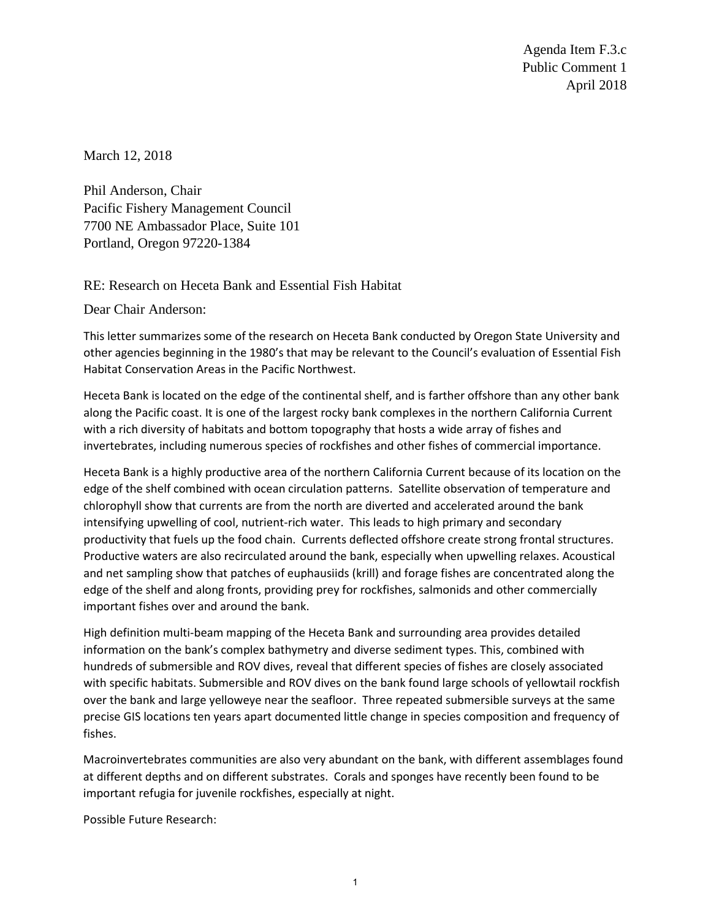Agenda Item F.3.c
Public Comment 1
April 2018

March 12, 2018

Phil Anderson, Chair
Pacific Fishery Management Council
7700 NE Ambassador Place, Suite 101
Portland, Oregon 97220-1384

RE: Research on Heceta Bank and Essential Fish Habitat

Dear Chair Anderson:

This letter summarizes some of the research on Heceta Bank conducted by Oregon State University and other agencies beginning in the 1980's that may be relevant to the Council's evaluation of Essential Fish Habitat Conservation Areas in the Pacific Northwest.

Heceta Bank is located on the edge of the continental shelf, and is farther offshore than any other bank along the Pacific coast. It is one of the largest rocky bank complexes in the northern California Current with a rich diversity of habitats and bottom topography that hosts a wide array of fishes and invertebrates, including numerous species of rockfishes and other fishes of commercial importance.

Heceta Bank is a highly productive area of the northern California Current because of its location on the edge of the shelf combined with ocean circulation patterns. Satellite observation of temperature and chlorophyll show that currents are from the north are diverted and accelerated around the bank intensifying upwelling of cool, nutrient-rich water. This leads to high primary and secondary productivity that fuels up the food chain. Currents deflected offshore create strong frontal structures. Productive waters are also recirculated around the bank, especially when upwelling relaxes. Acoustical and net sampling show that patches of euphausiids (krill) and forage fishes are concentrated along the edge of the shelf and along fronts, providing prey for rockfishes, salmonids and other commercially important fishes over and around the bank.

High definition multi-beam mapping of the Heceta Bank and surrounding area provides detailed information on the bank's complex bathymetry and diverse sediment types. This, combined with hundreds of submersible and ROV dives, reveal that different species of fishes are closely associated with specific habitats. Submersible and ROV dives on the bank found large schools of yellowtail rockfish over the bank and large yelloweye near the seafloor. Three repeated submersible surveys at the same precise GIS locations ten years apart documented little change in species composition and frequency of fishes.

Macroinvertebrates communities are also very abundant on the bank, with different assemblages found at different depths and on different substrates. Corals and sponges have recently been found to be important refugia for juvenile rockfishes, especially at night.

Possible Future Research: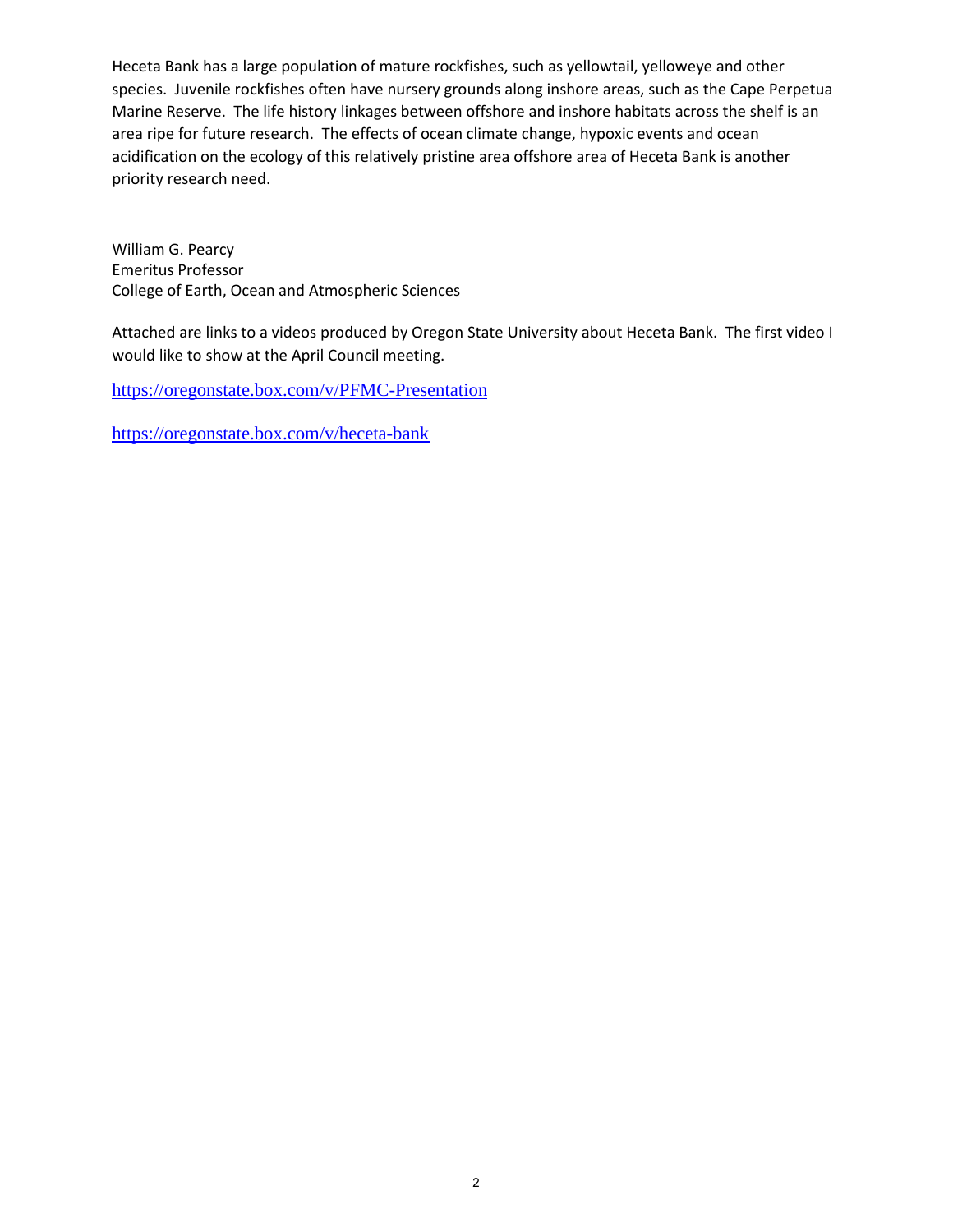Heceta Bank has a large population of mature rockfishes, such as yellowtail, yelloweye and other species. Juvenile rockfishes often have nursery grounds along inshore areas, such as the Cape Perpetua Marine Reserve. The life history linkages between offshore and inshore habitats across the shelf is an area ripe for future research. The effects of ocean climate change, hypoxic events and ocean acidification on the ecology of this relatively pristine area offshore area of Heceta Bank is another priority research need.

William G. Pearcy
Emeritus Professor
College of Earth, Ocean and Atmospheric Sciences

Attached are links to a videos produced by Oregon State University about Heceta Bank. The first video I would like to show at the April Council meeting.

https://oregonstate.box.com/v/PFMC-Presentation

https://oregonstate.box.com/v/heceta-bank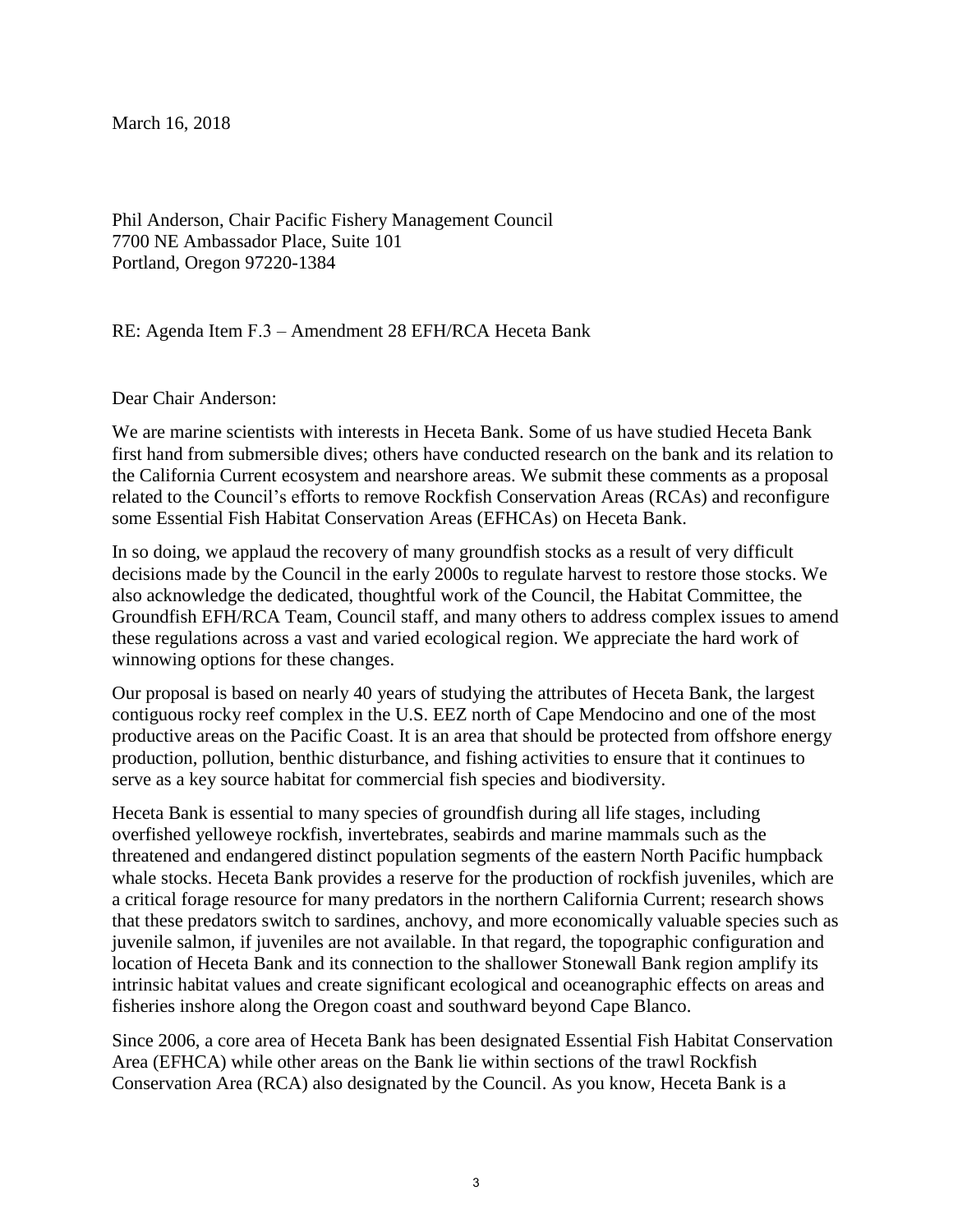March 16, 2018

Phil Anderson, Chair Pacific Fishery Management Council
7700 NE Ambassador Place, Suite 101
Portland, Oregon 97220-1384

RE: Agenda Item F.3 – Amendment 28 EFH/RCA Heceta Bank

Dear Chair Anderson:

We are marine scientists with interests in Heceta Bank. Some of us have studied Heceta Bank first hand from submersible dives; others have conducted research on the bank and its relation to the California Current ecosystem and nearshore areas. We submit these comments as a proposal related to the Council's efforts to remove Rockfish Conservation Areas (RCAs) and reconfigure some Essential Fish Habitat Conservation Areas (EFHCAs) on Heceta Bank.

In so doing, we applaud the recovery of many groundfish stocks as a result of very difficult decisions made by the Council in the early 2000s to regulate harvest to restore those stocks. We also acknowledge the dedicated, thoughtful work of the Council, the Habitat Committee, the Groundfish EFH/RCA Team, Council staff, and many others to address complex issues to amend these regulations across a vast and varied ecological region. We appreciate the hard work of winnowing options for these changes.

Our proposal is based on nearly 40 years of studying the attributes of Heceta Bank, the largest contiguous rocky reef complex in the U.S. EEZ north of Cape Mendocino and one of the most productive areas on the Pacific Coast. It is an area that should be protected from offshore energy production, pollution, benthic disturbance, and fishing activities to ensure that it continues to serve as a key source habitat for commercial fish species and biodiversity.

Heceta Bank is essential to many species of groundfish during all life stages, including overfished yelloweye rockfish, invertebrates, seabirds and marine mammals such as the threatened and endangered distinct population segments of the eastern North Pacific humpback whale stocks. Heceta Bank provides a reserve for the production of rockfish juveniles, which are a critical forage resource for many predators in the northern California Current; research shows that these predators switch to sardines, anchovy, and more economically valuable species such as juvenile salmon, if juveniles are not available. In that regard, the topographic configuration and location of Heceta Bank and its connection to the shallower Stonewall Bank region amplify its intrinsic habitat values and create significant ecological and oceanographic effects on areas and fisheries inshore along the Oregon coast and southward beyond Cape Blanco.

Since 2006, a core area of Heceta Bank has been designated Essential Fish Habitat Conservation Area (EFHCA) while other areas on the Bank lie within sections of the trawl Rockfish Conservation Area (RCA) also designated by the Council. As you know, Heceta Bank is a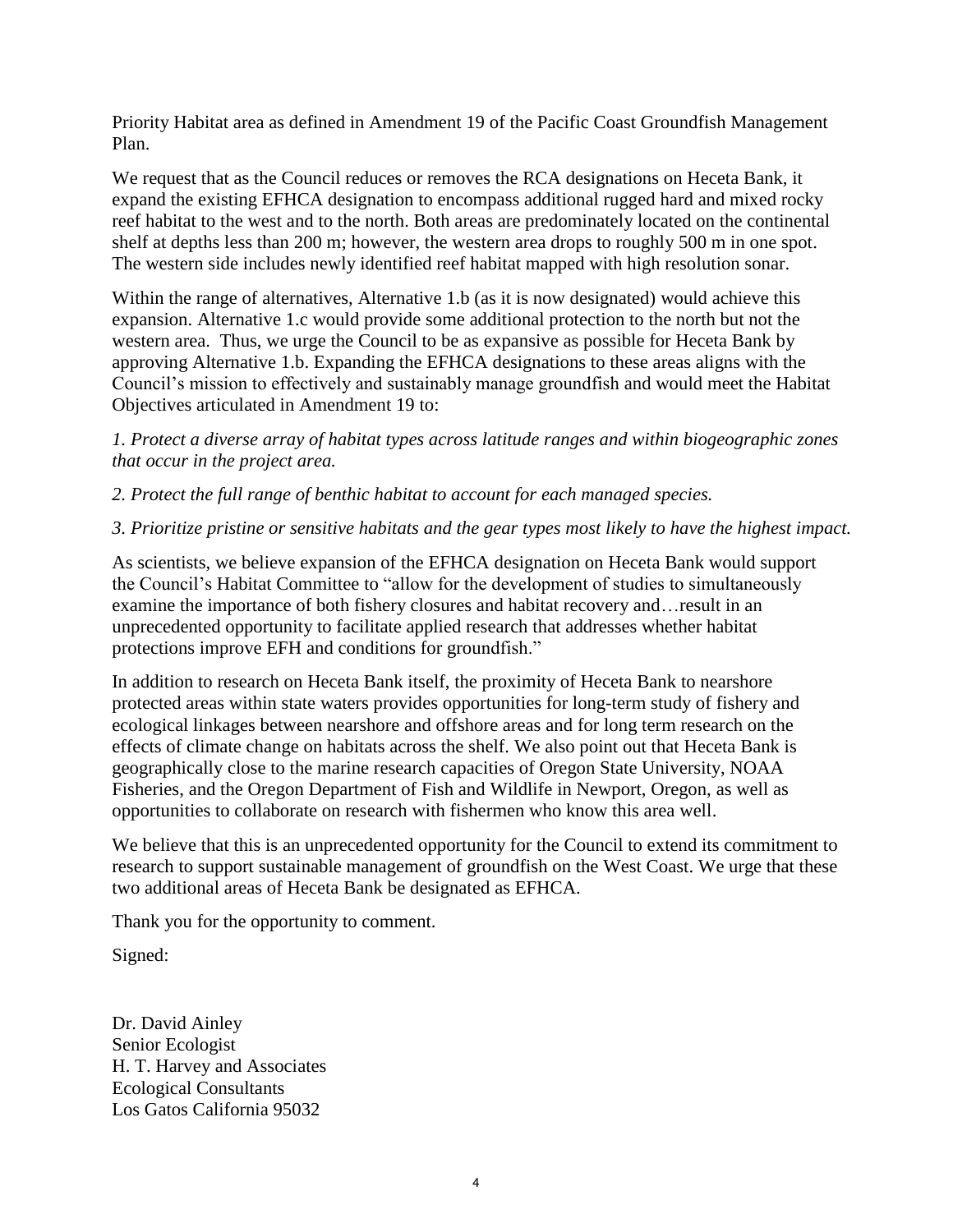Priority Habitat area as defined in Amendment 19 of the Pacific Coast Groundfish Management Plan.

We request that as the Council reduces or removes the RCA designations on Heceta Bank, it expand the existing EFHCA designation to encompass additional rugged hard and mixed rocky reef habitat to the west and to the north. Both areas are predominately located on the continental shelf at depths less than 200 m; however, the western area drops to roughly 500 m in one spot. The western side includes newly identified reef habitat mapped with high resolution sonar.

Within the range of alternatives, Alternative 1.b (as it is now designated) would achieve this expansion. Alternative 1.c would provide some additional protection to the north but not the western area. Thus, we urge the Council to be as expansive as possible for Heceta Bank by approving Alternative 1.b. Expanding the EFHCA designations to these areas aligns with the Council's mission to effectively and sustainably manage groundfish and would meet the Habitat Objectives articulated in Amendment 19 to:

*1. Protect a diverse array of habitat types across latitude ranges and within biogeographic zones that occur in the project area.*

*2. Protect the full range of benthic habitat to account for each managed species.*

*3. Prioritize pristine or sensitive habitats and the gear types most likely to have the highest impact.*

As scientists, we believe expansion of the EFHCA designation on Heceta Bank would support the Council's Habitat Committee to "allow for the development of studies to simultaneously examine the importance of both fishery closures and habitat recovery and…result in an unprecedented opportunity to facilitate applied research that addresses whether habitat protections improve EFH and conditions for groundfish."

In addition to research on Heceta Bank itself, the proximity of Heceta Bank to nearshore protected areas within state waters provides opportunities for long-term study of fishery and ecological linkages between nearshore and offshore areas and for long term research on the effects of climate change on habitats across the shelf. We also point out that Heceta Bank is geographically close to the marine research capacities of Oregon State University, NOAA Fisheries, and the Oregon Department of Fish and Wildlife in Newport, Oregon, as well as opportunities to collaborate on research with fishermen who know this area well.

We believe that this is an unprecedented opportunity for the Council to extend its commitment to research to support sustainable management of groundfish on the West Coast. We urge that these two additional areas of Heceta Bank be designated as EFHCA.

Thank you for the opportunity to comment.

Signed:

Dr. David Ainley
Senior Ecologist
H. T. Harvey and Associates
Ecological Consultants
Los Gatos California 95032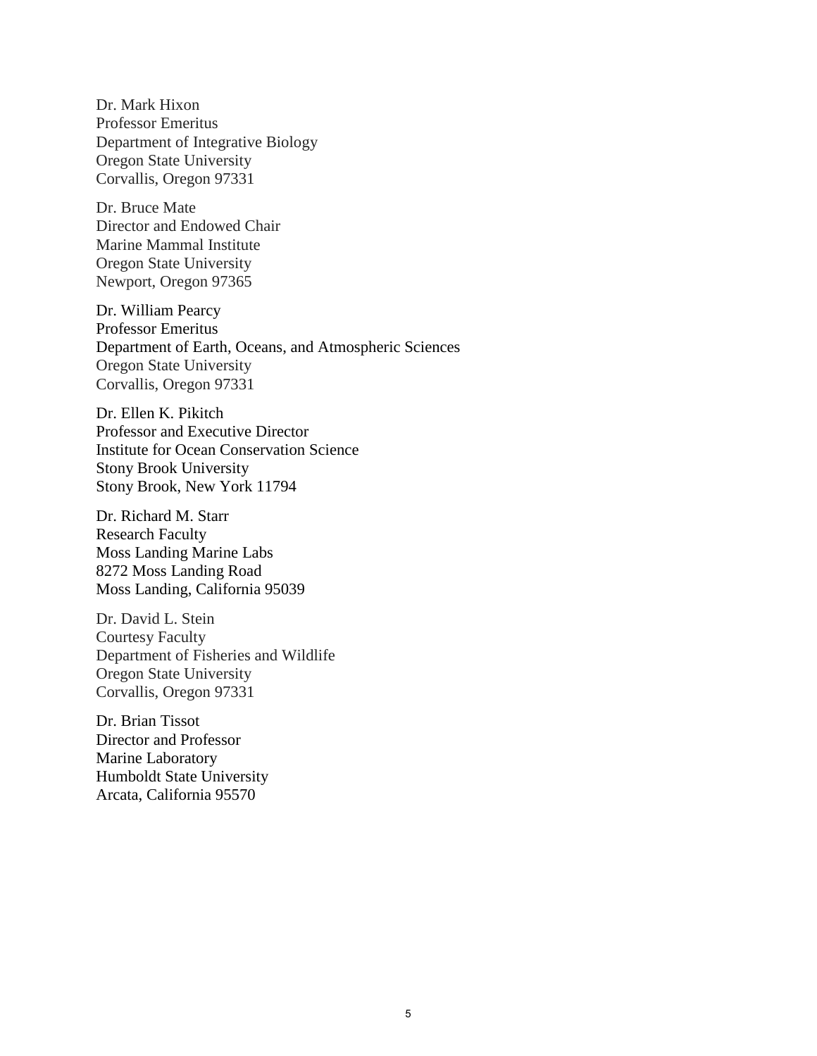Dr. Mark Hixon
Professor Emeritus
Department of Integrative Biology
Oregon State University
Corvallis, Oregon 97331

Dr. Bruce Mate
Director and Endowed Chair
Marine Mammal Institute
Oregon State University
Newport, Oregon 97365

Dr. William Pearcy
Professor Emeritus
Department of Earth, Oceans, and Atmospheric Sciences
Oregon State University
Corvallis, Oregon 97331

Dr. Ellen K. Pikitch
Professor and Executive Director
Institute for Ocean Conservation Science
Stony Brook University
Stony Brook, New York 11794

Dr. Richard M. Starr
Research Faculty
Moss Landing Marine Labs
8272 Moss Landing Road
Moss Landing, California 95039

Dr. David L. Stein
Courtesy Faculty
Department of Fisheries and Wildlife
Oregon State University
Corvallis, Oregon 97331

Dr. Brian Tissot
Director and Professor
Marine Laboratory
Humboldt State University
Arcata, California 95570